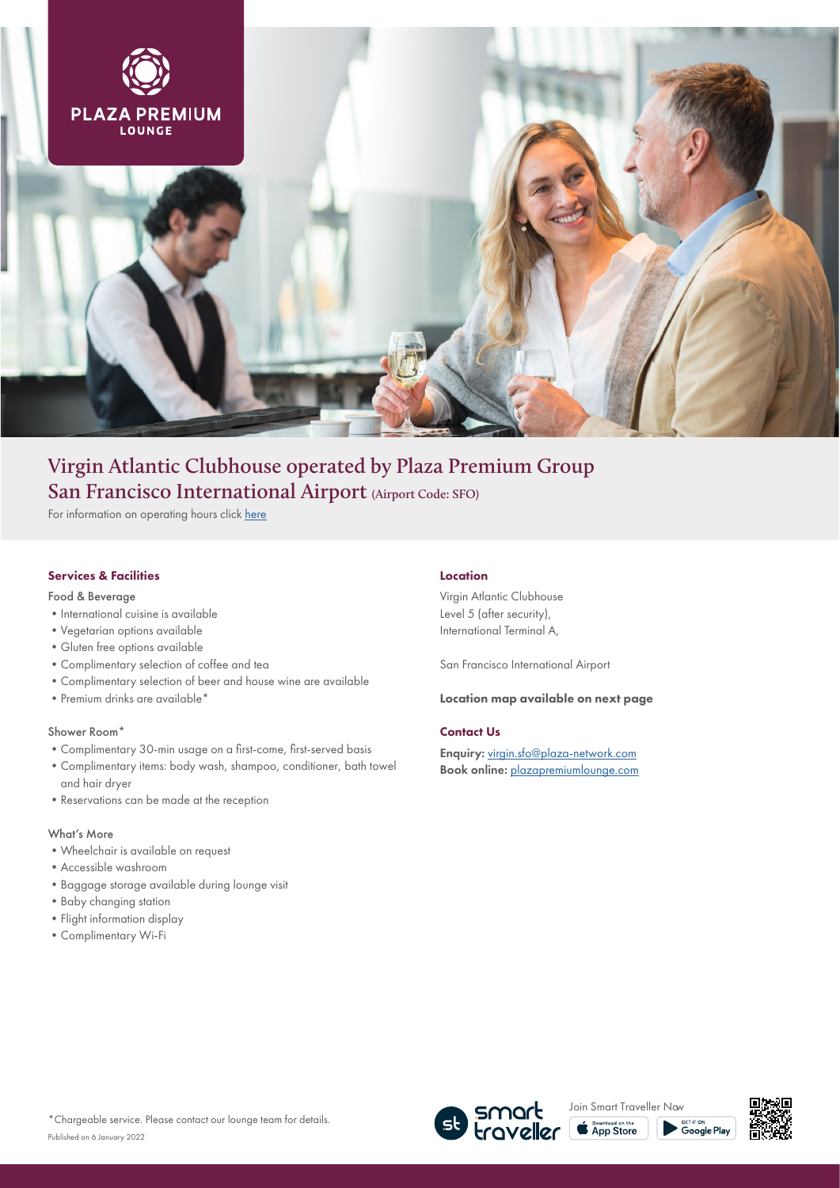PLAZA PREMIUM LOUNGE

# Virgin Atlantic Clubhouse operated by Plaza Premium Group
## San Francisco International Airport (Airport Code: SFO)

For information on operating hours click here

### Services & Facilities

Food & Beverage

- International cuisine is available
- Vegetarian options available
- Gluten free options available
- Complimentary selection of coffee and tea
- Complimentary selection of beer and house wine are available
- Premium drinks are available*

Shower Room*

- Complimentary 30-min usage on a first-come, first-served basis
- Complimentary items: body wash, shampoo, conditioner, bath towel and hair dryer
- Reservations can be made at the reception

What's More

- Wheelchair is available on request
- Accessible washroom
- Baggage storage available during lounge visit
- Baby changing station
- Flight information display
- Complimentary Wi-Fi

### Location

Virgin Atlantic Clubhouse
Level 5 (after security),
International Terminal A,

San Francisco International Airport

**Location map available on next page**

### Contact Us

**Enquiry:** virgin.sfo@plaza-network.com
**Book online:** plazapremiumlounge.com

*Chargeable service. Please contact our lounge team for details.

Published on 6 January 2022

smart traveller — Join Smart Traveller Now — Download on the App Store — GET IT ON Google Play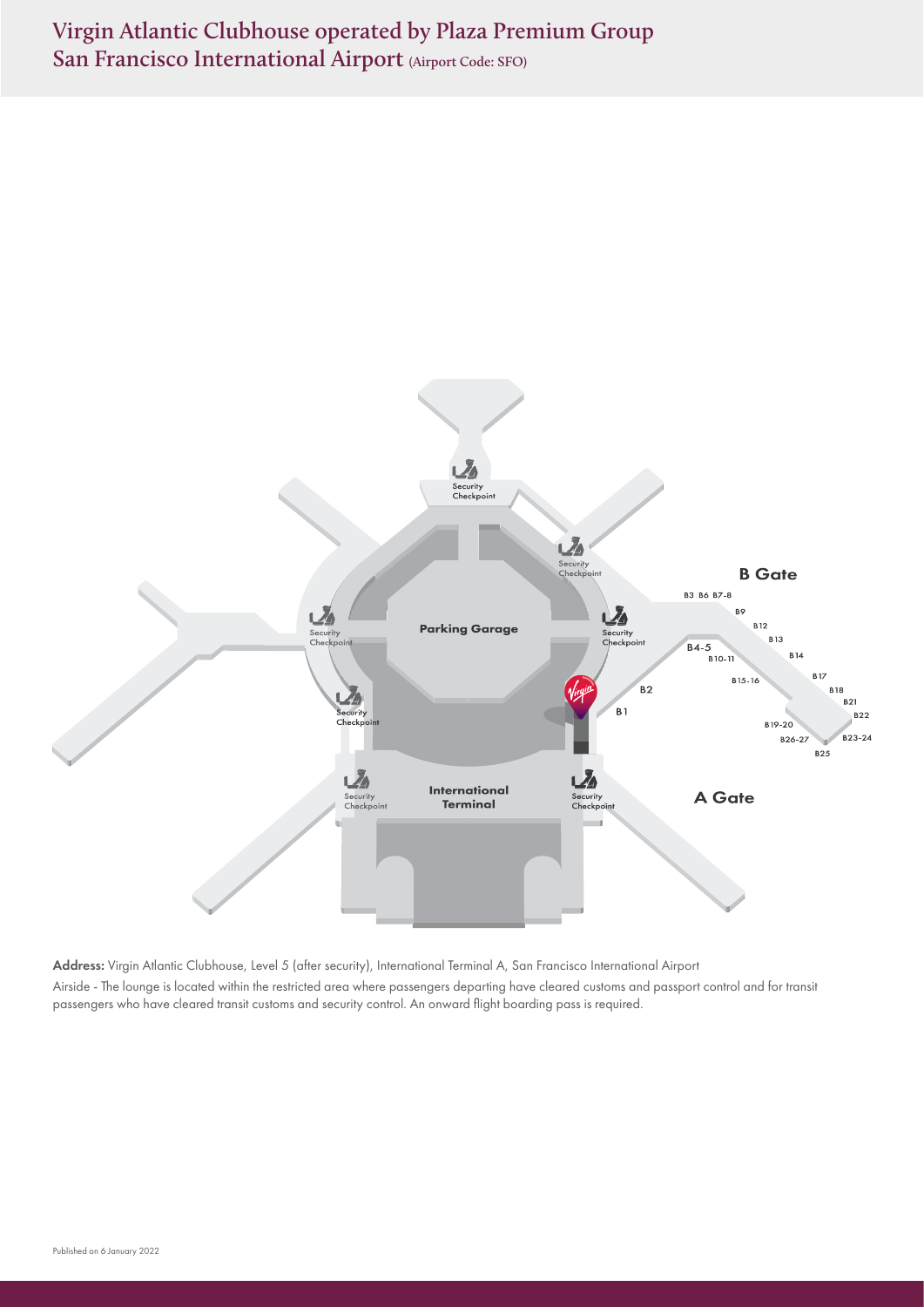# Virgin Atlantic Clubhouse operated by Plaza Premium Group
## San Francisco International Airport (Airport Code: SFO)

Security Checkpoint

Security Checkpoint

B Gate

B3 B6 B7-8

B9

B12

B13

B14

Security Checkpoint

Parking Garage

Security Checkpoint

B4-5

B10-11

B15-16

B17

B18

B2

B21

Security Checkpoint

B1

B22

B19-20

B26-27

B23-24

B25

Security Checkpoint

International Terminal

Security Checkpoint

A Gate

**Address:** Virgin Atlantic Clubhouse, Level 5 (after security), International Terminal A, San Francisco International Airport

Airside - The lounge is located within the restricted area where passengers departing have cleared customs and passport control and for transit passengers who have cleared transit customs and security control. An onward flight boarding pass is required.

Published on 6 January 2022